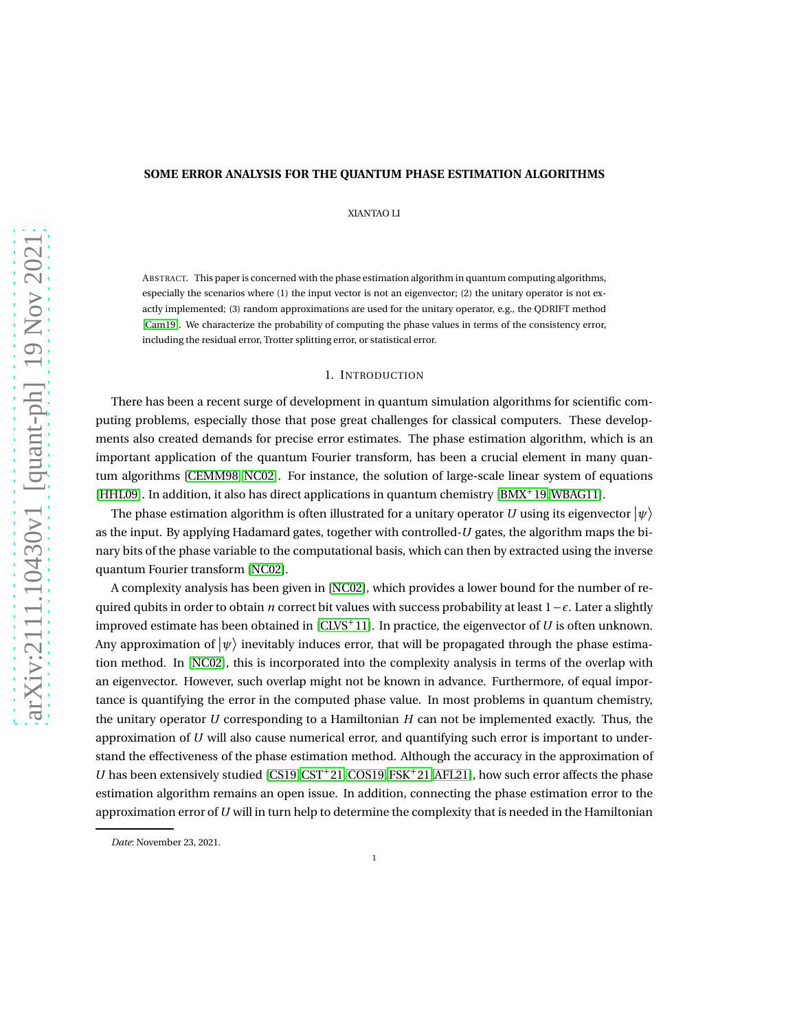# SOME ERROR ANALYSIS FOR THE QUANTUM PHASE ESTIMATION ALGORITHMS

XIANTAO LI

ABSTRACT. This paper is concerned with the phase estimation algorithm in quantum computing algorithms, especially the scenarios where (1) the input vector is not an eigenvector; (2) the unitary operator is not exactly implemented; (3) random approximations are used for the unitary operator, e.g., the QDRIFT method [Cam19]. We characterize the probability of computing the phase values in terms of the consistency error, including the residual error, Trotter splitting error, or statistical error.

## 1. INTRODUCTION

There has been a recent surge of development in quantum simulation algorithms for scientific computing problems, especially those that pose great challenges for classical computers. These developments also created demands for precise error estimates. The phase estimation algorithm, which is an important application of the quantum Fourier transform, has been a crucial element in many quantum algorithms [CEMM98, NC02]. For instance, the solution of large-scale linear system of equations [HHL09]. In addition, it also has direct applications in quantum chemistry [BMX+19, WBAG11].

The phase estimation algorithm is often illustrated for a unitary operator $U$ using its eigenvector $|\psi\rangle$ as the input. By applying Hadamard gates, together with controlled-$U$ gates, the algorithm maps the binary bits of the phase variable to the computational basis, which can then by extracted using the inverse quantum Fourier transform [NC02].

A complexity analysis has been given in [NC02], which provides a lower bound for the number of required qubits in order to obtain $n$ correct bit values with success probability at least $1-\epsilon$. Later a slightly improved estimate has been obtained in [CLVS+11]. In practice, the eigenvector of $U$ is often unknown. Any approximation of $|\psi\rangle$ inevitably induces error, that will be propagated through the phase estimation method. In [NC02], this is incorporated into the complexity analysis in terms of the overlap with an eigenvector. However, such overlap might not be known in advance. Furthermore, of equal importance is quantifying the error in the computed phase value. In most problems in quantum chemistry, the unitary operator $U$ corresponding to a Hamiltonian $H$ can not be implemented exactly. Thus, the approximation of $U$ will also cause numerical error, and quantifying such error is important to understand the effectiveness of the phase estimation method. Although the accuracy in the approximation of $U$ has been extensively studied [CS19, CST+21, COS19, FSK+21, AFL21], how such error affects the phase estimation algorithm remains an open issue. In addition, connecting the phase estimation error to the approximation error of $U$ will in turn help to determine the complexity that is needed in the Hamiltonian

*Date*: November 23, 2021.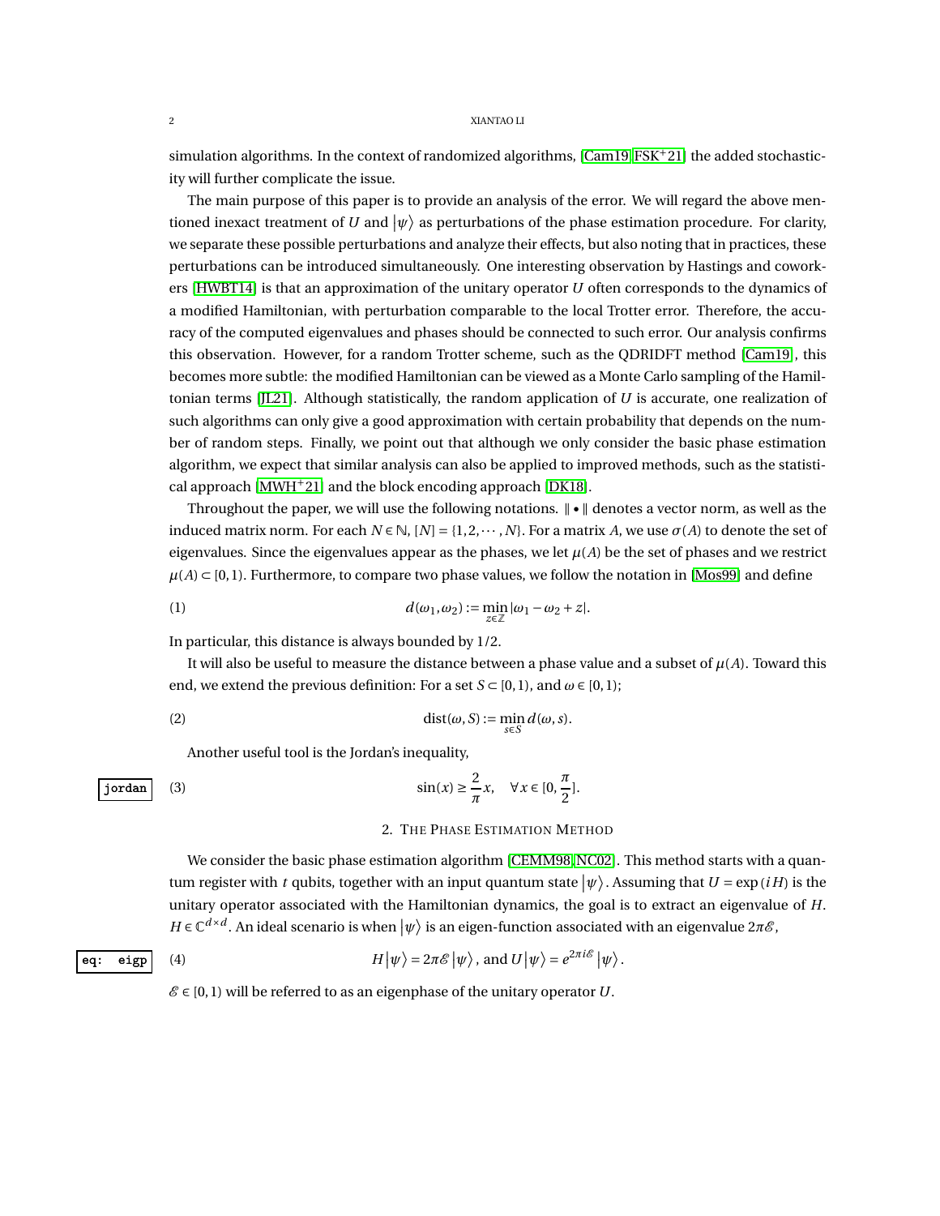simulation algorithms. In the context of randomized algorithms, [Cam19, FSK+21] the added stochasticity will further complicate the issue.

The main purpose of this paper is to provide an analysis of the error. We will regard the above mentioned inexact treatment of $U$ and $|\psi\rangle$ as perturbations of the phase estimation procedure. For clarity, we separate these possible perturbations and analyze their effects, but also noting that in practices, these perturbations can be introduced simultaneously. One interesting observation by Hastings and coworkers [HWBT14] is that an approximation of the unitary operator $U$ often corresponds to the dynamics of a modified Hamiltonian, with perturbation comparable to the local Trotter error. Therefore, the accuracy of the computed eigenvalues and phases should be connected to such error. Our analysis confirms this observation. However, for a random Trotter scheme, such as the QDRIDFT method [Cam19], this becomes more subtle: the modified Hamiltonian can be viewed as a Monte Carlo sampling of the Hamiltonian terms [JL21]. Although statistically, the random application of $U$ is accurate, one realization of such algorithms can only give a good approximation with certain probability that depends on the number of random steps. Finally, we point out that although we only consider the basic phase estimation algorithm, we expect that similar analysis can also be applied to improved methods, such as the statistical approach [MWH+21] and the block encoding approach [DK18].

Throughout the paper, we will use the following notations. $\|\bullet\|$ denotes a vector norm, as well as the induced matrix norm. For each $N \in \mathbb{N}$, $[N] = \{1, 2, \cdots, N\}$. For a matrix $A$, we use $\sigma(A)$ to denote the set of eigenvalues. Since the eigenvalues appear as the phases, we let $\mu(A)$ be the set of phases and we restrict $\mu(A) \subset [0, 1)$. Furthermore, to compare two phase values, we follow the notation in [Mos99] and define

$$d(\omega_1, \omega_2) := \min_{z \in \mathbb{Z}} |\omega_1 - \omega_2 + z|. \tag{1}$$

In particular, this distance is always bounded by $1/2$.

It will also be useful to measure the distance between a phase value and a subset of $\mu(A)$. Toward this end, we extend the previous definition: For a set $S \subset [0, 1)$, and $\omega \in [0, 1)$;

$$\mathrm{dist}(\omega, S) := \min_{s \in S} d(\omega, s). \tag{2}$$

Another useful tool is the Jordan's inequality,

$$\sin(x) \geq \frac{2}{\pi} x, \quad \forall x \in [0, \frac{\pi}{2}]. \tag{3}$$

## 2. The Phase Estimation Method

We consider the basic phase estimation algorithm [CEMM98, NC02]. This method starts with a quantum register with $t$ qubits, together with an input quantum state $|\psi\rangle$. Assuming that $U = \exp(iH)$ is the unitary operator associated with the Hamiltonian dynamics, the goal is to extract an eigenvalue of $H$. $H \in \mathbb{C}^{d \times d}$. An ideal scenario is when $|\psi\rangle$ is an eigen-function associated with an eigenvalue $2\pi\mathscr{E}$,

$$H|\psi\rangle = 2\pi\mathscr{E}|\psi\rangle, \text{ and } U|\psi\rangle = e^{2\pi i \mathscr{E}}|\psi\rangle. \tag{4}$$

$\mathscr{E} \in [0, 1)$ will be referred to as an eigenphase of the unitary operator $U$.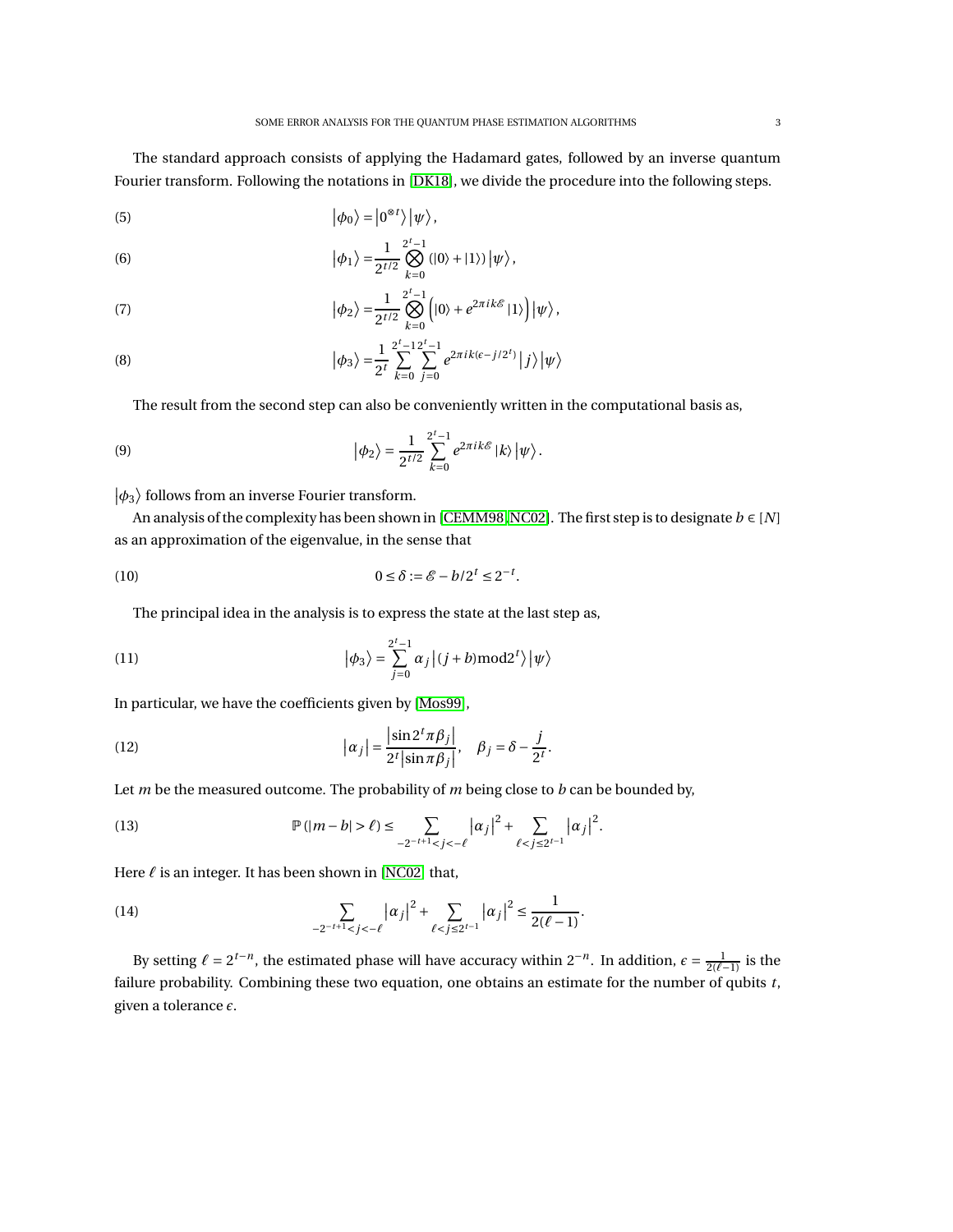The standard approach consists of applying the Hadamard gates, followed by an inverse quantum Fourier transform. Following the notations in [DK18], we divide the procedure into the following steps.

$$\left|\phi_0\right\rangle = \left|0^{\otimes t}\right\rangle \left|\psi\right\rangle, \tag{5}$$

$$\left|\phi_1\right\rangle = \frac{1}{2^{t/2}} \bigotimes_{k=0}^{2^t-1} \left(|0\rangle + |1\rangle\right) \left|\psi\right\rangle, \tag{6}$$

$$\left|\phi_2\right\rangle = \frac{1}{2^{t/2}} \bigotimes_{k=0}^{2^t-1} \left(|0\rangle + e^{2\pi i k \mathscr{E}} |1\rangle\right) \left|\psi\right\rangle, \tag{7}$$

$$\left|\phi_3\right\rangle = \frac{1}{2^t} \sum_{k=0}^{2^t-1} \sum_{j=0}^{2^t-1} e^{2\pi i k(\epsilon - j/2^t)} \left|j\right\rangle \left|\psi\right\rangle \tag{8}$$

The result from the second step can also be conveniently written in the computational basis as,

$$\left|\phi_2\right\rangle = \frac{1}{2^{t/2}} \sum_{k=0}^{2^t-1} e^{2\pi i k \mathscr{E}} |k\rangle \left|\psi\right\rangle. \tag{9}$$

$\left|\phi_3\right\rangle$ follows from an inverse Fourier transform.

An analysis of the complexity has been shown in [CEMM98, NC02]. The first step is to designate $b \in [N]$ as an approximation of the eigenvalue, in the sense that

$$0 \le \delta := \mathscr{E} - b/2^t \le 2^{-t}. \tag{10}$$

The principal idea in the analysis is to express the state at the last step as,

$$\left|\phi_3\right\rangle = \sum_{j=0}^{2^t-1} \alpha_j \left|(j+b) \bmod 2^t\right\rangle \left|\psi\right\rangle \tag{11}$$

In particular, we have the coefficients given by [Mos99],

$$\left|\alpha_j\right| = \frac{\left|\sin 2^t \pi \beta_j\right|}{2^t \left|\sin \pi \beta_j\right|}, \quad \beta_j = \delta - \frac{j}{2^t}. \tag{12}$$

Let $m$ be the measured outcome. The probability of $m$ being close to $b$ can be bounded by,

$$\mathbb{P}\left(|m-b| > \ell\right) \le \sum_{-2^{-t+1} < j < -\ell} \left|\alpha_j\right|^2 + \sum_{\ell < j \le 2^{t-1}} \left|\alpha_j\right|^2. \tag{13}$$

Here $\ell$ is an integer. It has been shown in [NC02] that,

$$\sum_{-2^{-t+1} < j < -\ell} \left|\alpha_j\right|^2 + \sum_{\ell < j \le 2^{t-1}} \left|\alpha_j\right|^2 \le \frac{1}{2(\ell-1)}. \tag{14}$$

By setting $\ell = 2^{t-n}$, the estimated phase will have accuracy within $2^{-n}$. In addition, $\epsilon = \frac{1}{2(\ell-1)}$ is the failure probability. Combining these two equation, one obtains an estimate for the number of qubits $t$, given a tolerance $\epsilon$.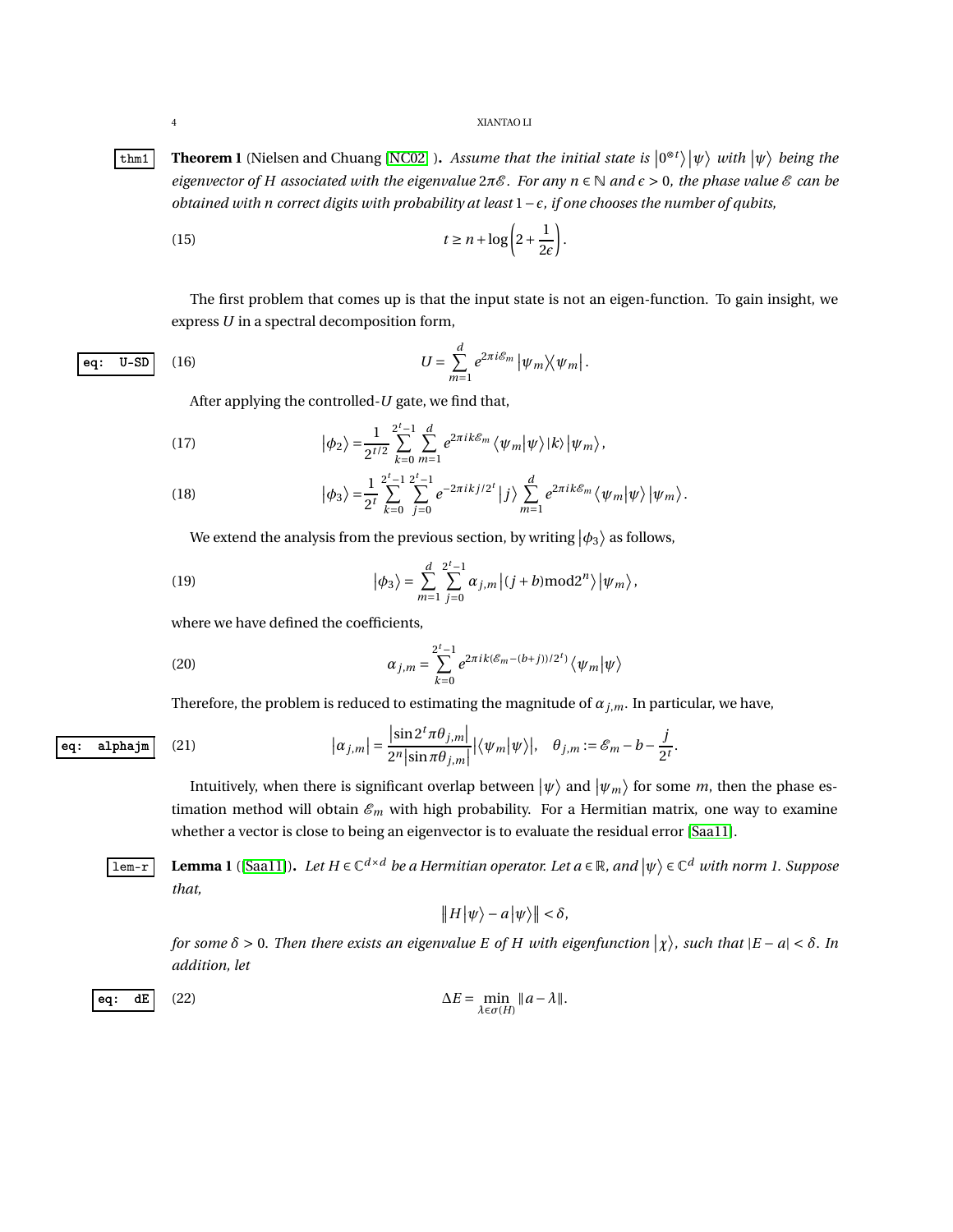**Theorem 1** (Nielsen and Chuang [NC02] ). *Assume that the initial state is $|0^{\otimes t}\rangle|\psi\rangle$ with $|\psi\rangle$ being the eigenvector of $H$ associated with the eigenvalue $2\pi\mathscr{E}$. For any $n\in\mathbb{N}$ and $\epsilon>0$, the phase value $\mathscr{E}$ can be obtained with $n$ correct digits with probability at least $1-\epsilon$, if one chooses the number of qubits,*

$$t\geq n+\log\left(2+\frac{1}{2\epsilon}\right). \tag{15}$$

The first problem that comes up is that the input state is not an eigen-function. To gain insight, we express $U$ in a spectral decomposition form,

$$U=\sum_{m=1}^{d}e^{2\pi i\mathscr{E}_m}|\psi_m\rangle\langle\psi_m|. \tag{16}$$

After applying the controlled-$U$ gate, we find that,

$$|\phi_2\rangle=\frac{1}{2^{t/2}}\sum_{k=0}^{2^t-1}\sum_{m=1}^{d}e^{2\pi ik\mathscr{E}_m}\langle\psi_m|\psi\rangle|k\rangle|\psi_m\rangle, \tag{17}$$

$$|\phi_3\rangle=\frac{1}{2^{t}}\sum_{k=0}^{2^t-1}\sum_{j=0}^{2^t-1}e^{-2\pi ikj/2^t}|j\rangle\sum_{m=1}^{d}e^{2\pi ik\mathscr{E}_m}\langle\psi_m|\psi\rangle|\psi_m\rangle. \tag{18}$$

We extend the analysis from the previous section, by writing $|\phi_3\rangle$ as follows,

$$|\phi_3\rangle=\sum_{m=1}^{d}\sum_{j=0}^{2^t-1}\alpha_{j,m}|(j+b)\mathrm{mod}2^n\rangle|\psi_m\rangle, \tag{19}$$

where we have defined the coefficients,

$$\alpha_{j,m}=\sum_{k=0}^{2^t-1}e^{2\pi ik(\mathscr{E}_m-(b+j))/2^t)}\langle\psi_m|\psi\rangle \tag{20}$$

Therefore, the problem is reduced to estimating the magnitude of $\alpha_{j,m}$. In particular, we have,

$$|\alpha_{j,m}|=\frac{|\sin 2^t\pi\theta_{j,m}|}{2^n|\sin\pi\theta_{j,m}|}|\langle\psi_m|\psi\rangle|,\quad \theta_{j,m}:=\mathscr{E}_m-b-\frac{j}{2^t}. \tag{21}$$

Intuitively, when there is significant overlap between $|\psi\rangle$ and $|\psi_m\rangle$ for some $m$, then the phase estimation method will obtain $\mathscr{E}_m$ with high probability. For a Hermitian matrix, one way to examine whether a vector is close to being an eigenvector is to evaluate the residual error [Saa11].

**Lemma 1** ([Saa11]). *Let $H\in\mathbb{C}^{d\times d}$ be a Hermitian operator. Let $a\in\mathbb{R}$, and $|\psi\rangle\in\mathbb{C}^d$ with norm 1. Suppose that,*

$$\|H|\psi\rangle-a|\psi\rangle\|<\delta,$$

*for some $\delta>0$. Then there exists an eigenvalue $E$ of $H$ with eigenfunction $|\chi\rangle$, such that $|E-a|<\delta$. In addition, let*

$$\Delta E=\min_{\lambda\in\sigma(H)}\|a-\lambda\|. \tag{22}$$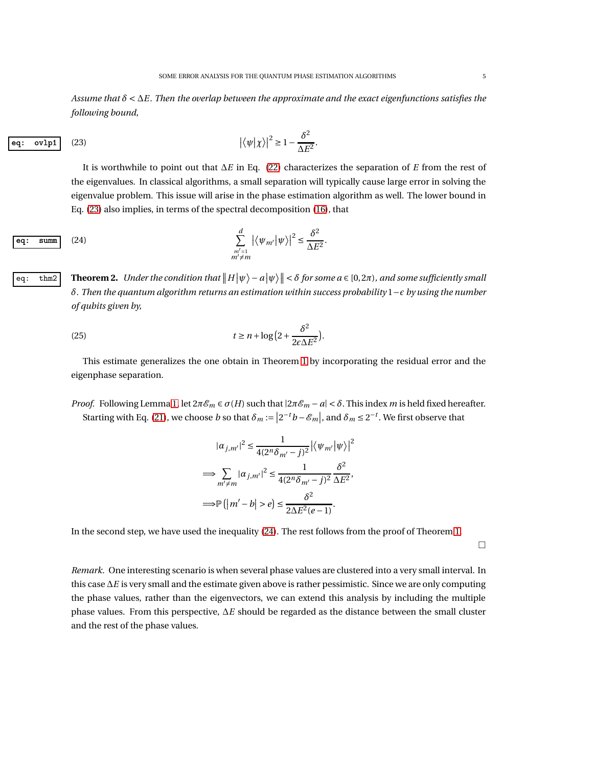*Assume that $\delta < \Delta E$. Then the overlap between the approximate and the exact eigenfunctions satisfies the following bound,*

$$|\langle \psi|\chi\rangle|^2 \geq 1 - \frac{\delta^2}{\Delta E^2}. \tag{23}$$

It is worthwhile to point out that $\Delta E$ in Eq. (22) characterizes the separation of $E$ from the rest of the eigenvalues. In classical algorithms, a small separation will typically cause large error in solving the eigenvalue problem. This issue will arise in the phase estimation algorithm as well. The lower bound in Eq. (23) also implies, in terms of the spectral decomposition (16), that

$$\sum_{\substack{m'=1 \\ m' \neq m}}^{d} |\langle \psi_{m'}|\psi\rangle|^2 \leq \frac{\delta^2}{\Delta E^2}. \tag{24}$$

**Theorem 2.** *Under the condition that $\| H|\psi\rangle - a|\psi\rangle \| < \delta$ for some $a \in [0, 2\pi)$, and some sufficiently small $\delta$. Then the quantum algorithm returns an estimation within success probability $1-\epsilon$ by using the number of qubits given by,*

$$t \geq n + \log\big(2 + \frac{\delta^2}{2\epsilon \Delta E^2}\big). \tag{25}$$

This estimate generalizes the one obtain in Theorem 1 by incorporating the residual error and the eigenphase separation.

*Proof.* Following Lemma 1, let $2\pi\mathscr{E}_m \in \sigma(H)$ such that $|2\pi\mathscr{E}_m - a| < \delta$. This index $m$ is held fixed hereafter. Starting with Eq. (21), we choose $b$ so that $\delta_m := |2^{-t}b - \mathscr{E}_m|$, and $\delta_m \leq 2^{-t}$. We first observe that

$$
\begin{aligned}
&|\alpha_{j,m'}|^2 \leq \frac{1}{4(2^n\delta_{m'} - j)^2} |\langle \psi_{m'}|\psi\rangle|^2 \\
\Longrightarrow &\sum_{m' \neq m} |\alpha_{j,m'}|^2 \leq \frac{1}{4(2^n\delta_{m'} - j)^2} \frac{\delta^2}{\Delta E^2}, \\
\Longrightarrow &\mathbb{P}\left(|m' - b| > e\right) \leq \frac{\delta^2}{2\Delta E^2(e-1)}.
\end{aligned}
$$

In the second step, we have used the inequality (24). The rest follows from the proof of Theorem 1.

□

*Remark.* One interesting scenario is when several phase values are clustered into a very small interval. In this case $\Delta E$ is very small and the estimate given above is rather pessimistic. Since we are only computing the phase values, rather than the eigenvectors, we can extend this analysis by including the multiple phase values. From this perspective, $\Delta E$ should be regarded as the distance between the small cluster and the rest of the phase values.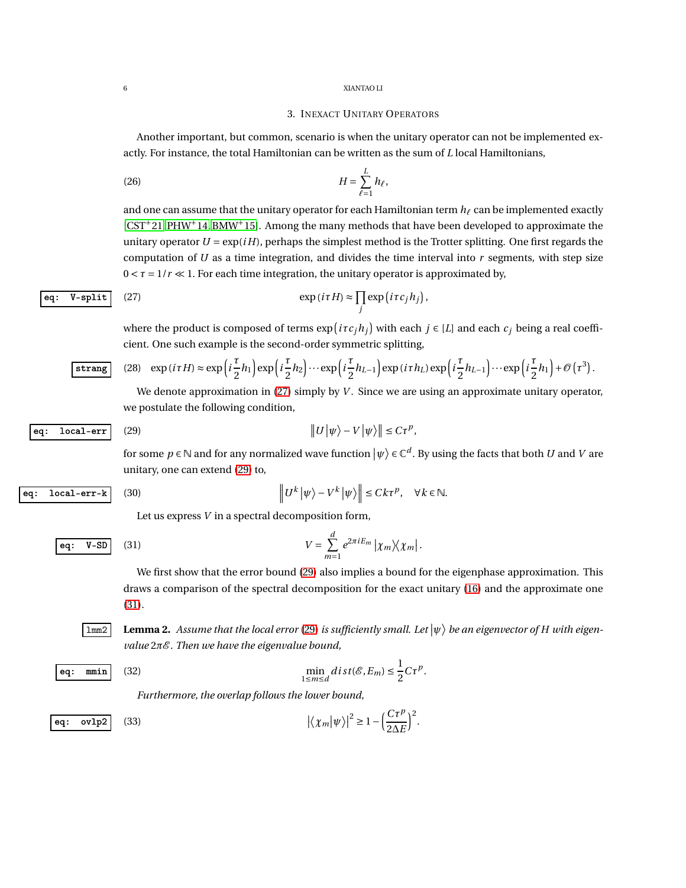## 3. Inexact Unitary Operators

Another important, but common, scenario is when the unitary operator can not be implemented exactly. For instance, the total Hamiltonian can be written as the sum of $L$ local Hamiltonians,

$$H = \sum_{\ell=1}^{L} h_\ell, \tag{26}$$

and one can assume that the unitary operator for each Hamiltonian term $h_\ell$ can be implemented exactly [CST+21, PHW+14, BMW+15]. Among the many methods that have been developed to approximate the unitary operator $U = \exp(iH)$, perhaps the simplest method is the Trotter splitting. One first regards the computation of $U$ as a time integration, and divides the time interval into $r$ segments, with step size $0 < \tau = 1/r \ll 1$. For each time integration, the unitary operator is approximated by,

$$\exp(i\tau H) \approx \prod_j \exp\left(i\tau c_j h_j\right), \tag{27}$$

where the product is composed of terms $\exp\left(i\tau c_j h_j\right)$ with each $j \in [L]$ and each $c_j$ being a real coefficient. One such example is the second-order symmetric splitting,

$$\exp(i\tau H) \approx \exp\left(i\frac{\tau}{2}h_1\right)\exp\left(i\frac{\tau}{2}h_2\right)\cdots\exp\left(i\frac{\tau}{2}h_{L-1}\right)\exp(i\tau h_L)\exp\left(i\frac{\tau}{2}h_{L-1}\right)\cdots\exp\left(i\frac{\tau}{2}h_1\right)+\mathcal{O}\left(\tau^3\right). \tag{28}$$

We denote approximation in (27) simply by $V$. Since we are using an approximate unitary operator, we postulate the following condition,

$$\left\| U\left|\psi\right\rangle - V\left|\psi\right\rangle \right\| \le C\tau^p, \tag{29}$$

for some $p \in \mathbb{N}$ and for any normalized wave function $\left|\psi\right\rangle \in \mathbb{C}^d$. By using the facts that both $U$ and $V$ are unitary, one can extend (29) to,

$$\left\| U^k\left|\psi\right\rangle - V^k\left|\psi\right\rangle \right\| \le Ck\tau^p, \quad \forall k \in \mathbb{N}. \tag{30}$$

Let us express $V$ in a spectral decomposition form,

$$V = \sum_{m=1}^{d} e^{2\pi i E_m} \left|\chi_m\right\rangle\!\left\langle\chi_m\right|. \tag{31}$$

We first show that the error bound (29) also implies a bound for the eigenphase approximation. This draws a comparison of the spectral decomposition for the exact unitary (16) and the approximate one (31).

**Lemma 2.** *Assume that the local error (29) is sufficiently small. Let $\left|\psi\right\rangle$ be an eigenvector of $H$ with eigenvalue $2\pi\mathcal{E}$. Then we have the eigenvalue bound,*

$$\min_{1\le m\le d} dist(\mathcal{E}, E_m) \le \frac{1}{2}C\tau^p. \tag{32}$$

*Furthermore, the overlap follows the lower bound,*

$$\left|\left\langle\chi_m\middle|\psi\right\rangle\right|^2 \ge 1 - \left(\frac{C\tau^p}{2\Delta E}\right)^2. \tag{33}$$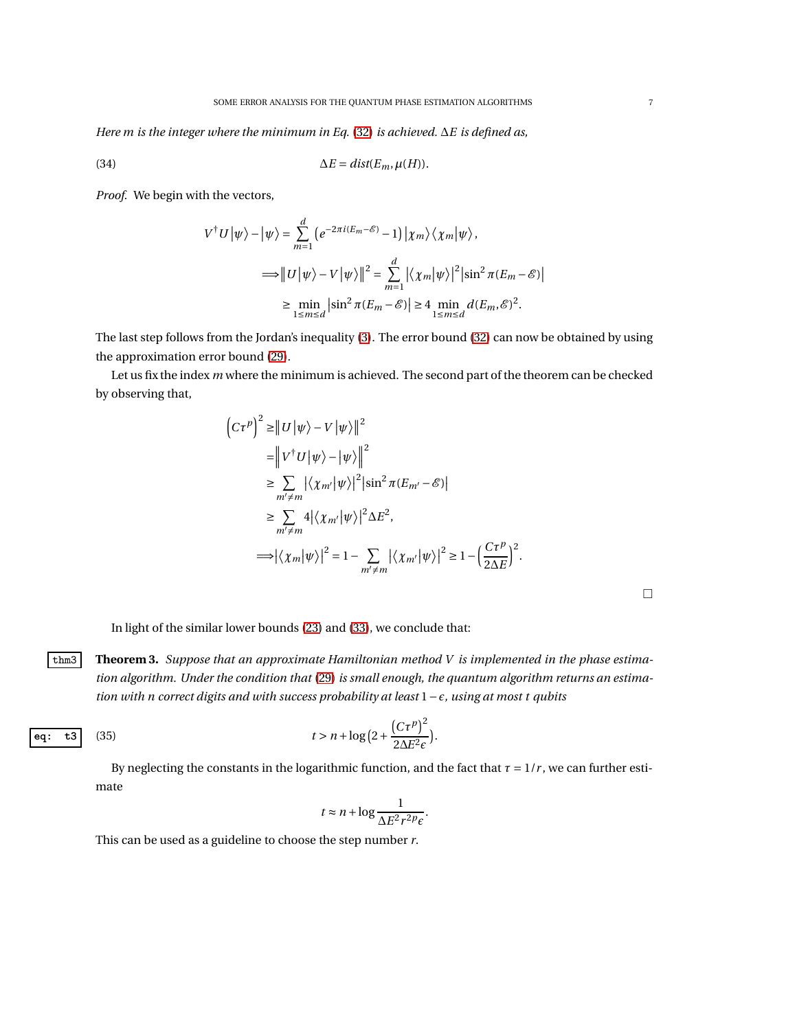*Here $m$ is the integer where the minimum in Eq. (32) is achieved. $\Delta E$ is defined as,*

$$\Delta E = dist(E_m, \mu(H)). \tag{34}$$

*Proof.* We begin with the vectors,

$$\begin{aligned}
V^\dagger U|\psi\rangle - |\psi\rangle &= \sum_{m=1}^{d} \left(e^{-2\pi i(E_m - \mathscr{E})} - 1\right)|\chi_m\rangle\langle\chi_m|\psi\rangle, \\
\Longrightarrow \left\| U|\psi\rangle - V|\psi\rangle \right\|^2 &= \sum_{m=1}^{d} \left|\langle\chi_m|\psi\rangle\right|^2 \left|\sin^2\pi(E_m - \mathscr{E})\right| \\
&\geq \min_{1\leq m\leq d} \left|\sin^2\pi(E_m - \mathscr{E})\right| \geq 4 \min_{1\leq m\leq d} d(E_m, \mathscr{E})^2.
\end{aligned}$$

The last step follows from the Jordan's inequality (3). The error bound (32) can now be obtained by using the approximation error bound (29).

Let us fix the index $m$ where the minimum is achieved. The second part of the theorem can be checked by observing that,

$$\begin{aligned}
\left(C\tau^p\right)^2 &\geq \left\| U|\psi\rangle - V|\psi\rangle \right\|^2 \\
&= \left\| V^\dagger U|\psi\rangle - |\psi\rangle \right\|^2 \\
&\geq \sum_{m'\neq m} \left|\langle\chi_{m'}|\psi\rangle\right|^2 \left|\sin^2\pi(E_{m'} - \mathscr{E})\right| \\
&\geq \sum_{m'\neq m} 4\left|\langle\chi_{m'}|\psi\rangle\right|^2 \Delta E^2, \\
\Longrightarrow \left|\langle\chi_m|\psi\rangle\right|^2 &= 1 - \sum_{m'\neq m} \left|\langle\chi_{m'}|\psi\rangle\right|^2 \geq 1 - \left(\frac{C\tau^p}{2\Delta E}\right)^2.
\end{aligned}$$

□

In light of the similar lower bounds (23) and (33), we conclude that:

**Theorem 3.** *Suppose that an approximate Hamiltonian method $V$ is implemented in the phase estimation algorithm. Under the condition that (29) is small enough, the quantum algorithm returns an estimation with $n$ correct digits and with success probability at least $1-\epsilon$, using at most $t$ qubits*

$$t > n + \log\left(2 + \frac{\left(C\tau^p\right)^2}{2\Delta E^2 \epsilon}\right). \tag{35}$$

By neglecting the constants in the logarithmic function, and the fact that $\tau = 1/r$, we can further estimate

$$t \approx n + \log\frac{1}{\Delta E^2 r^{2p} \epsilon}.$$

This can be used as a guideline to choose the step number $r$.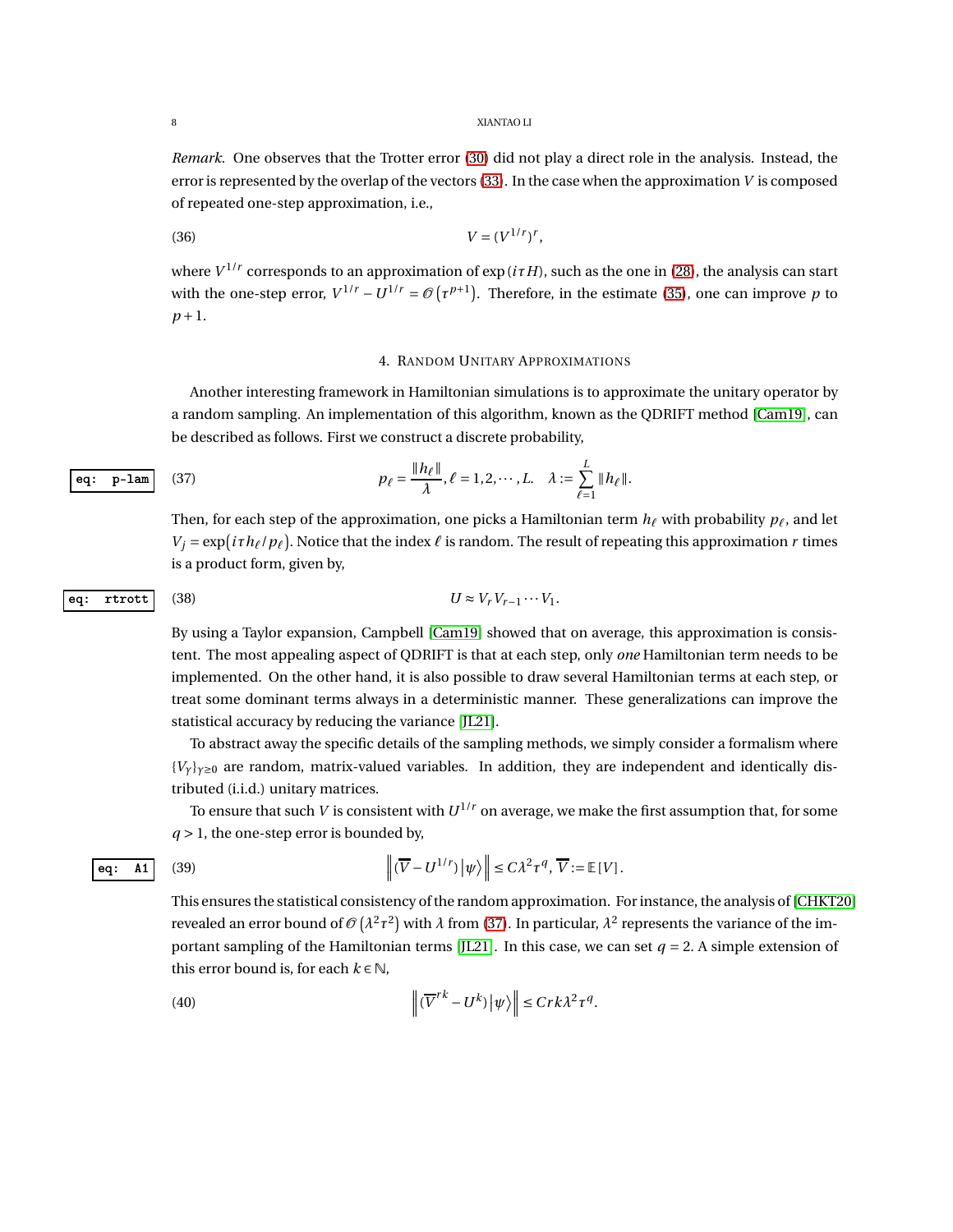*Remark.* One observes that the Trotter error (30) did not play a direct role in the analysis. Instead, the error is represented by the overlap of the vectors (33). In the case when the approximation $V$ is composed of repeated one-step approximation, i.e.,

$$V = (V^{1/r})^r, \tag{36}$$

where $V^{1/r}$ corresponds to an approximation of $\exp(i\tau H)$, such as the one in (28), the analysis can start with the one-step error, $V^{1/r} - U^{1/r} = \mathcal{O}\left(\tau^{p+1}\right)$. Therefore, in the estimate (35), one can improve $p$ to $p+1$.

## 4. Random Unitary Approximations

Another interesting framework in Hamiltonian simulations is to approximate the unitary operator by a random sampling. An implementation of this algorithm, known as the QDRIFT method [Cam19], can be described as follows. First we construct a discrete probability,

$$p_\ell = \frac{\|h_\ell\|}{\lambda}, \ell = 1, 2, \cdots, L. \quad \lambda := \sum_{\ell=1}^{L} \|h_\ell\|. \tag{37}$$

Then, for each step of the approximation, one picks a Hamiltonian term $h_\ell$ with probability $p_\ell$, and let $V_j = \exp\big(i\tau h_\ell / p_\ell\big)$. Notice that the index $\ell$ is random. The result of repeating this approximation $r$ times is a product form, given by,

$$U \approx V_r V_{r-1} \cdots V_1. \tag{38}$$

By using a Taylor expansion, Campbell [Cam19] showed that on average, this approximation is consistent. The most appealing aspect of QDRIFT is that at each step, only *one* Hamiltonian term needs to be implemented. On the other hand, it is also possible to draw several Hamiltonian terms at each step, or treat some dominant terms always in a deterministic manner. These generalizations can improve the statistical accuracy by reducing the variance [JL21].

To abstract away the specific details of the sampling methods, we simply consider a formalism where $\{V_\gamma\}_{\gamma \geq 0}$ are random, matrix-valued variables. In addition, they are independent and identically distributed (i.i.d.) unitary matrices.

To ensure that such $V$ is consistent with $U^{1/r}$ on average, we make the first assumption that, for some $q > 1$, the one-step error is bounded by,

$$\left\| (\overline{V} - U^{1/r}) \big|\psi\big\rangle \right\| \leq C\lambda^2 \tau^q, \; \overline{V} := \mathbb{E}[V]. \tag{39}$$

This ensures the statistical consistency of the random approximation. For instance, the analysis of [CHKT20] revealed an error bound of $\mathcal{O}\left(\lambda^2 \tau^2\right)$ with $\lambda$ from (37). In particular, $\lambda^2$ represents the variance of the important sampling of the Hamiltonian terms [JL21]. In this case, we can set $q = 2$. A simple extension of this error bound is, for each $k \in \mathbb{N}$,

$$\left\| (\overline{V}^{rk} - U^k) \big|\psi\big\rangle \right\| \leq Crk\lambda^2 \tau^q. \tag{40}$$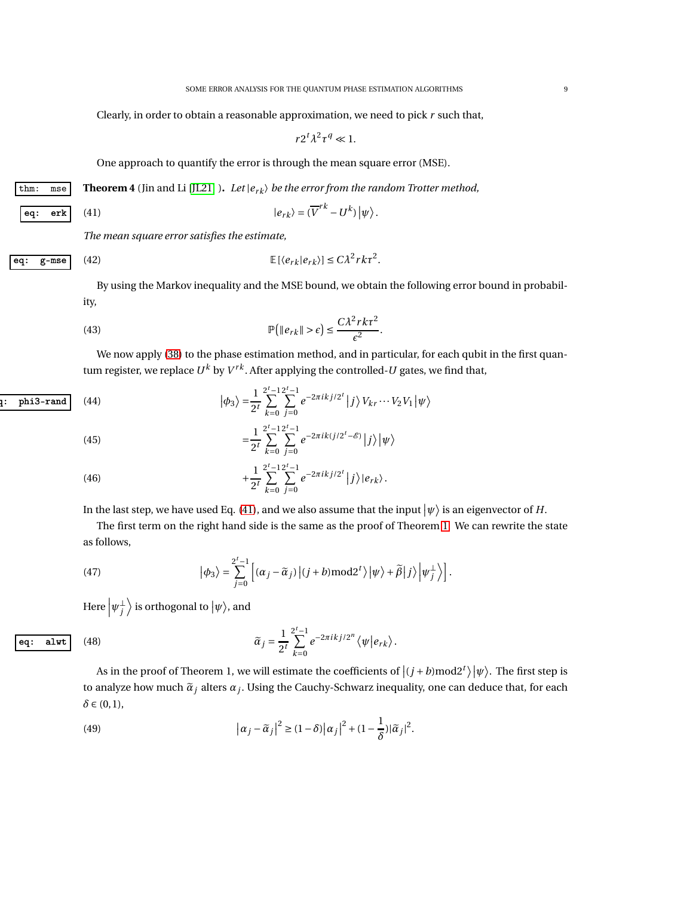Clearly, in order to obtain a reasonable approximation, we need to pick $r$ such that,

$$r2^t\lambda^2\tau^q \ll 1.$$

One approach to quantify the error is through the mean square error (MSE).

**Theorem 4** (Jin and Li [JL21] ). *Let $|e_{rk}\rangle$ be the error from the random Trotter method,*

$$|e_{rk}\rangle = (\overline{V}^{rk} - U^k)\left|\psi\right\rangle. \tag{41}$$

*The mean square error satisfies the estimate,*

$$\mathbb{E}\left[\langle e_{rk}|e_{rk}\rangle\right] \le C\lambda^2 rk\tau^2. \tag{42}$$

By using the Markov inequality and the MSE bound, we obtain the following error bound in probability,

$$\mathbb{P}\big(\|e_{rk}\| > \epsilon\big) \le \frac{C\lambda^2 rk\tau^2}{\epsilon^2}. \tag{43}$$

We now apply (38) to the phase estimation method, and in particular, for each qubit in the first quantum register, we replace $U^k$ by $V^{rk}$. After applying the controlled-$U$ gates, we find that,

$$\left|\phi_3\right\rangle = \frac{1}{2^t}\sum_{k=0}^{2^t-1}\sum_{j=0}^{2^t-1} e^{-2\pi ikj/2^t}\left|j\right\rangle V_{kr}\cdots V_2V_1\left|\psi\right\rangle \tag{44}$$

$$= \frac{1}{2^t}\sum_{k=0}^{2^t-1}\sum_{j=0}^{2^t-1} e^{-2\pi ik(j/2^t-\mathscr{E})}\left|j\right\rangle\left|\psi\right\rangle \tag{45}$$

$$+ \frac{1}{2^t}\sum_{k=0}^{2^t-1}\sum_{j=0}^{2^t-1} e^{-2\pi ikj/2^t}\left|j\right\rangle|e_{rk}\rangle. \tag{46}$$

In the last step, we have used Eq. (41), and we also assume that the input $\left|\psi\right\rangle$ is an eigenvector of $H$.

The first term on the right hand side is the same as the proof of Theorem 1. We can rewrite the state as follows,

$$\left|\phi_3\right\rangle = \sum_{j=0}^{2^t-1}\left[(\alpha_j - \widetilde{\alpha}_j)\left|(j+b)\text{mod}2^t\right\rangle\left|\psi\right\rangle + \widetilde{\beta}\left|j\right\rangle\left|\psi_j^{\perp}\right\rangle\right]. \tag{47}$$

Here $\left|\psi_j^{\perp}\right\rangle$ is orthogonal to $\left|\psi\right\rangle$, and

$$\widetilde{\alpha}_j = \frac{1}{2^t}\sum_{k=0}^{2^t-1} e^{-2\pi ikj/2^n}\left\langle\psi|e_{rk}\right\rangle. \tag{48}$$

As in the proof of Theorem 1, we will estimate the coefficients of $\left|(j+b)\text{mod}2^t\right\rangle\left|\psi\right\rangle$. The first step is to analyze how much $\widetilde{\alpha}_j$ alters $\alpha_j$. Using the Cauchy-Schwarz inequality, one can deduce that, for each $\delta \in (0,1)$,

$$\left|\alpha_j - \widetilde{\alpha}_j\right|^2 \ge (1-\delta)\left|\alpha_j\right|^2 + (1-\frac{1}{\delta})|\widetilde{\alpha}_j|^2. \tag{49}$$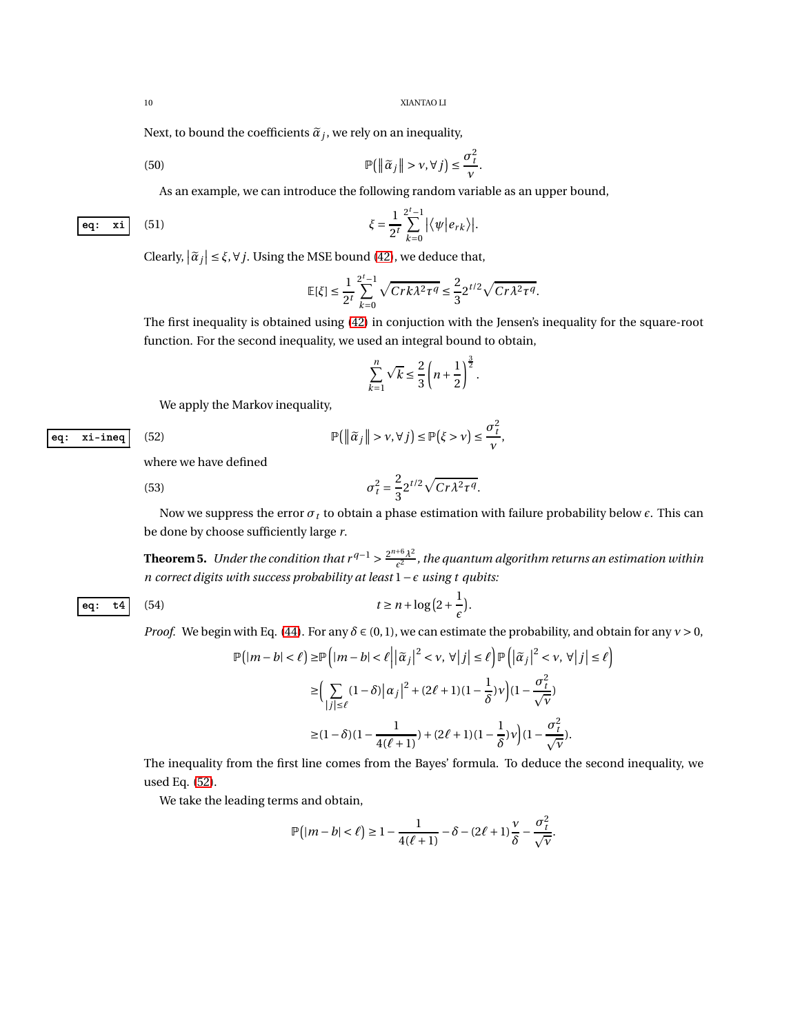Next, to bound the coefficients $\widetilde{\alpha}_j$, we rely on an inequality,

$$\mathbb{P}\big(\|\widetilde{\alpha}_j\| > \nu, \forall j\big) \leq \frac{\sigma_t^2}{\nu}. \tag{50}$$

As an example, we can introduce the following random variable as an upper bound,

$$\xi = \frac{1}{2^t}\sum_{k=0}^{2^t-1} \big|\langle \psi | e_{rk}\rangle\big|. \tag{51}$$

Clearly, $\big|\widetilde{\alpha}_j\big| \leq \xi, \forall j$. Using the MSE bound (42), we deduce that,

$$\mathbb{E}[\xi] \leq \frac{1}{2^t}\sum_{k=0}^{2^t-1}\sqrt{Crk\lambda^2\tau^q} \leq \frac{2}{3}2^{t/2}\sqrt{Cr\lambda^2\tau^q}.$$

The first inequality is obtained using (42) in conjuction with the Jensen's inequality for the square-root function. For the second inequality, we used an integral bound to obtain,

$$\sum_{k=1}^{n}\sqrt{k} \leq \frac{2}{3}\left(n+\frac{1}{2}\right)^{\frac{3}{2}}.$$

We apply the Markov inequality,

$$\mathbb{P}\big(\|\widetilde{\alpha}_j\| > \nu, \forall j\big) \leq \mathbb{P}\big(\xi > \nu\big) \leq \frac{\sigma_t^2}{\nu}, \tag{52}$$

where we have defined

$$\sigma_t^2 = \frac{2}{3}2^{t/2}\sqrt{Cr\lambda^2\tau^q}. \tag{53}$$

Now we suppress the error $\sigma_t$ to obtain a phase estimation with failure probability below $\epsilon$. This can be done by choose sufficiently large $r$.

**Theorem 5.** *Under the condition that $r^{q-1} > \frac{2^{n+6}\lambda^2}{\epsilon^2}$, the quantum algorithm returns an estimation within $n$ correct digits with success probability at least $1-\epsilon$ using $t$ qubits:*

$$t \geq n + \log\big(2+\frac{1}{\epsilon}\big). \tag{54}$$

*Proof.* We begin with Eq. (44). For any $\delta \in (0,1)$, we can estimate the probability, and obtain for any $\nu > 0$,

$$\begin{aligned}
\mathbb{P}\big(|m-b|<\ell\big) \geq& \mathbb{P}\Big(|m-b|<\ell\Big|\big|\widetilde{\alpha}_j\big|^2<\nu,\ \forall\big|j\big|\leq\ell\Big)\,\mathbb{P}\Big(\big|\widetilde{\alpha}_j\big|^2<\nu,\ \forall\big|j\big|\leq\ell\Big)\\
\geq&\Big(\sum_{|j|\leq\ell}(1-\delta)\big|\alpha_j\big|^2+(2\ell+1)(1-\frac{1}{\delta})\nu\Big)(1-\frac{\sigma_t^2}{\sqrt{\nu}})\\
\geq&(1-\delta)(1-\frac{1}{4(\ell+1)})+(2\ell+1)(1-\frac{1}{\delta})\nu\Big)(1-\frac{\sigma_t^2}{\sqrt{\nu}}).
\end{aligned}$$

The inequality from the first line comes from the Bayes' formula. To deduce the second inequality, we used Eq. (52).

We take the leading terms and obtain,

$$\mathbb{P}\big(|m-b|<\ell\big) \geq 1-\frac{1}{4(\ell+1)}-\delta-(2\ell+1)\frac{\nu}{\delta}-\frac{\sigma_t^2}{\sqrt{\nu}}.$$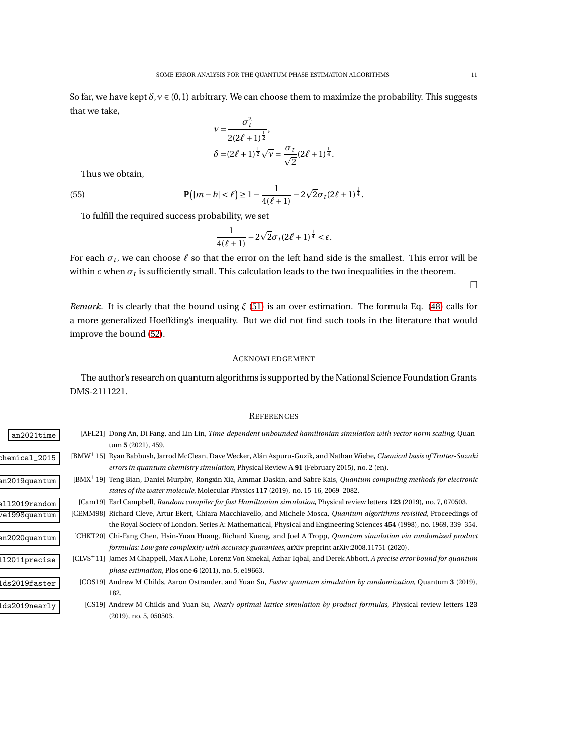So far, we have kept $\delta, \nu \in (0,1)$ arbitrary. We can choose them to maximize the probability. This suggests that we take,

$$
\begin{aligned}
\nu =& \frac{\sigma_t^2}{2(2\ell+1)^{\frac{1}{2}}}, \\
\delta =& (2\ell+1)^{\frac{1}{2}}\sqrt{\nu} = \frac{\sigma_t}{\sqrt{2}}(2\ell+1)^{\frac{1}{4}}.
\end{aligned}
$$

Thus we obtain,

$$
\mathbb{P}\big(|m-b|<\ell\big) \geq 1 - \frac{1}{4(\ell+1)} - 2\sqrt{2}\sigma_t(2\ell+1)^{\frac{1}{4}}. \tag{55}
$$

To fulfill the required success probability, we set

$$
\frac{1}{4(\ell+1)} + 2\sqrt{2}\sigma_t(2\ell+1)^{\frac{1}{4}} < \epsilon.
$$

For each $\sigma_t$, we can choose $\ell$ so that the error on the left hand side is the smallest. This error will be within $\epsilon$ when $\sigma_t$ is sufficiently small. This calculation leads to the two inequalities in the theorem.

□

*Remark.* It is clearly that the bound using $\xi$ (51) is an over estimation. The formula Eq. (48) calls for a more generalized Hoeffding's inequality. But we did not find such tools in the literature that would improve the bound (52).

## Acknowledgement

The author's research on quantum algorithms is supported by the National Science Foundation Grants DMS-2111221.

## References

[AFL21] Dong An, Di Fang, and Lin Lin, *Time-dependent unbounded hamiltonian simulation with vector norm scaling*, Quantum **5** (2021), 459.

[BMW+15] Ryan Babbush, Jarrod McClean, Dave Wecker, Alán Aspuru-Guzik, and Nathan Wiebe, *Chemical basis of Trotter-Suzuki errors in quantum chemistry simulation*, Physical Review A **91** (February 2015), no. 2 (en).

[BMX+19] Teng Bian, Daniel Murphy, Rongxin Xia, Ammar Daskin, and Sabre Kais, *Quantum computing methods for electronic states of the water molecule*, Molecular Physics **117** (2019), no. 15-16, 2069–2082.

[Cam19] Earl Campbell, *Random compiler for fast Hamiltonian simulation*, Physical review letters **123** (2019), no. 7, 070503.

[CEMM98] Richard Cleve, Artur Ekert, Chiara Macchiavello, and Michele Mosca, *Quantum algorithms revisited*, Proceedings of the Royal Society of London. Series A: Mathematical, Physical and Engineering Sciences **454** (1998), no. 1969, 339–354.

[CHKT20] Chi-Fang Chen, Hsin-Yuan Huang, Richard Kueng, and Joel A Tropp, *Quantum simulation via randomized product formulas: Low gate complexity with accuracy guarantees*, arXiv preprint arXiv:2008.11751 (2020).

[CLVS+11] James M Chappell, Max A Lohe, Lorenz Von Smekal, Azhar Iqbal, and Derek Abbott, *A precise error bound for quantum phase estimation*, Plos one **6** (2011), no. 5, e19663.

[COS19] Andrew M Childs, Aaron Ostrander, and Yuan Su, *Faster quantum simulation by randomization*, Quantum **3** (2019), 182.

[CS19] Andrew M Childs and Yuan Su, *Nearly optimal lattice simulation by product formulas*, Physical review letters **123** (2019), no. 5, 050503.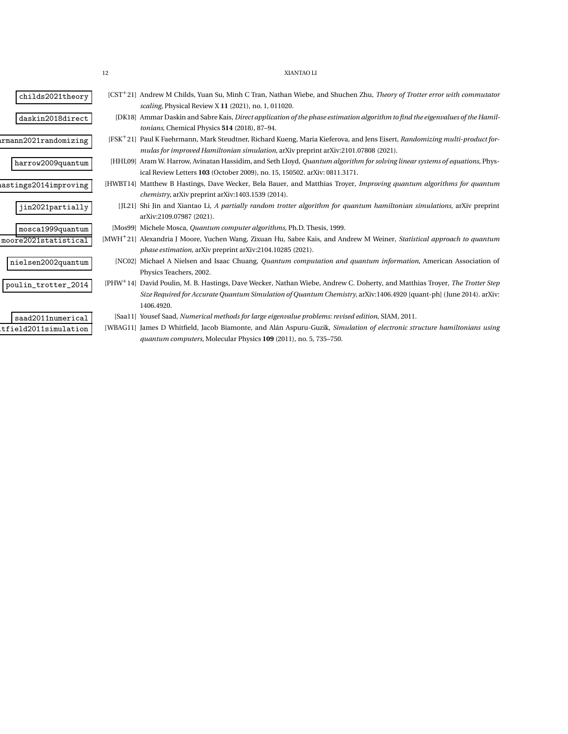[CST+21] Andrew M Childs, Yuan Su, Minh C Tran, Nathan Wiebe, and Shuchen Zhu, *Theory of Trotter error with commutator scaling*, Physical Review X **11** (2021), no. 1, 011020.

[DK18] Ammar Daskin and Sabre Kais, *Direct application of the phase estimation algorithm to find the eigenvalues of the Hamiltonians*, Chemical Physics **514** (2018), 87–94.

[FSK+21] Paul K Faehrmann, Mark Steudtner, Richard Kueng, Maria Kieferova, and Jens Eisert, *Randomizing multi-product formulas for improved Hamiltonian simulation*, arXiv preprint arXiv:2101.07808 (2021).

[HHL09] Aram W. Harrow, Avinatan Hassidim, and Seth Lloyd, *Quantum algorithm for solving linear systems of equations*, Physical Review Letters **103** (October 2009), no. 15, 150502. arXiv: 0811.3171.

[HWBT14] Matthew B Hastings, Dave Wecker, Bela Bauer, and Matthias Troyer, *Improving quantum algorithms for quantum chemistry*, arXiv preprint arXiv:1403.1539 (2014).

[JL21] Shi Jin and Xiantao Li, *A partially random trotter algorithm for quantum hamiltonian simulations*, arXiv preprint arXiv:2109.07987 (2021).

[Mos99] Michele Mosca, *Quantum computer algorithms*, Ph.D. Thesis, 1999.

[MWH+21] Alexandria J Moore, Yuchen Wang, Zixuan Hu, Sabre Kais, and Andrew M Weiner, *Statistical approach to quantum phase estimation*, arXiv preprint arXiv:2104.10285 (2021).

[NC02] Michael A Nielsen and Isaac Chuang, *Quantum computation and quantum information*, American Association of Physics Teachers, 2002.

[PHW+14] David Poulin, M. B. Hastings, Dave Wecker, Nathan Wiebe, Andrew C. Doherty, and Matthias Troyer, *The Trotter Step Size Required for Accurate Quantum Simulation of Quantum Chemistry*, arXiv:1406.4920 [quant-ph] (June 2014). arXiv: 1406.4920.

[Saa11] Yousef Saad, *Numerical methods for large eigenvalue problems: revised edition*, SIAM, 2011.

[WBAG11] James D Whitfield, Jacob Biamonte, and Alán Aspuru-Guzik, *Simulation of electronic structure hamiltonians using quantum computers*, Molecular Physics **109** (2011), no. 5, 735–750.